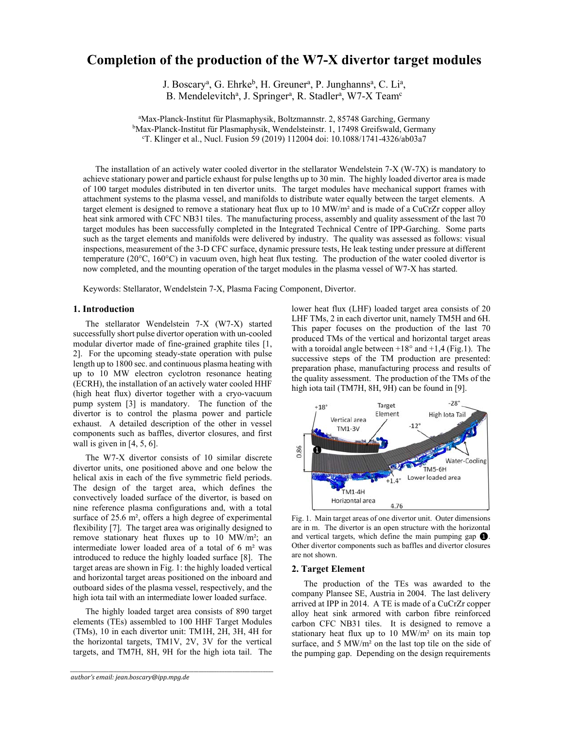# Completion of the production of the W7-X divertor target modules

J. Boscary[a], G. Ehrke[b], H. Greuner[a], P. Junghanns[a], C. Li[a], B. Mendelevitch[a], J. Springer[a], R. Stadler[a], W7-X Team[c]

[a]Max-Planck-Institut für Plasmaphysik, Boltzmannstr. 2, 85748 Garching, Germany
[b]Max-Planck-Institut für Plasmaphysik, Wendelsteinstr. 1, 17498 Greifswald, Germany
[c]T. Klinger et al., Nucl. Fusion 59 (2019) 112004 doi: 10.1088/1741-4326/ab03a7

The installation of an actively water cooled divertor in the stellarator Wendelstein 7-X (W-7X) is mandatory to achieve stationary power and particle exhaust for pulse lengths up to 30 min. The highly loaded divertor area is made of 100 target modules distributed in ten divertor units. The target modules have mechanical support frames with attachment systems to the plasma vessel, and manifolds to distribute water equally between the target elements. A target element is designed to remove a stationary heat flux up to 10 MW/m² and is made of a CuCrZr copper alloy heat sink armored with CFC NB31 tiles. The manufacturing process, assembly and quality assessment of the last 70 target modules has been successfully completed in the Integrated Technical Centre of IPP-Garching. Some parts such as the target elements and manifolds were delivered by industry. The quality was assessed as follows: visual inspections, measurement of the 3-D CFC surface, dynamic pressure tests, He leak testing under pressure at different temperature (20°C, 160°C) in vacuum oven, high heat flux testing. The production of the water cooled divertor is now completed, and the mounting operation of the target modules in the plasma vessel of W7-X has started.

Keywords: Stellarator, Wendelstein 7-X, Plasma Facing Component, Divertor.

## 1. Introduction

The stellarator Wendelstein 7-X (W7-X) started successfully short pulse divertor operation with un-cooled modular divertor made of fine-grained graphite tiles [1, 2]. For the upcoming steady-state operation with pulse length up to 1800 sec. and continuous plasma heating with up to 10 MW electron cyclotron resonance heating (ECRH), the installation of an actively water cooled HHF (high heat flux) divertor together with a cryo-vacuum pump system [3] is mandatory. The function of the divertor is to control the plasma power and particle exhaust. A detailed description of the other in vessel components such as baffles, divertor closures, and first wall is given in [4, 5, 6].

The W7-X divertor consists of 10 similar discrete divertor units, one positioned above and one below the helical axis in each of the five symmetric field periods. The design of the target area, which defines the convectively loaded surface of the divertor, is based on nine reference plasma configurations and, with a total surface of 25.6 m², offers a high degree of experimental flexibility [7]. The target area was originally designed to remove stationary heat fluxes up to 10 MW/m²; an intermediate lower loaded area of a total of 6 m² was introduced to reduce the highly loaded surface [8]. The target areas are shown in Fig. 1: the highly loaded vertical and horizontal target areas positioned on the inboard and outboard sides of the plasma vessel, respectively, and the high iota tail with an intermediate lower loaded surface.

The highly loaded target area consists of 890 target elements (TEs) assembled to 100 HHF Target Modules (TMs), 10 in each divertor unit: TM1H, 2H, 3H, 4H for the horizontal targets, TM1V, 2V, 3V for the vertical targets, and TM7H, 8H, 9H for the high iota tail. The lower heat flux (LHF) loaded target area consists of 20 LHF TMs, 2 in each divertor unit, namely TM5H and 6H. This paper focuses on the production of the last 70 produced TMs of the vertical and horizontal target areas with a toroidal angle between +18° and +1,4 (Fig.1). The successive steps of the TM production are presented: preparation phase, manufacturing process and results of the quality assessment. The production of the TMs of the high iota tail (TM7H, 8H, 9H) can be found in [9].

Fig. 1. Main target areas of one divertor unit. Outer dimensions are in m. The divertor is an open structure with the horizontal and vertical targets, which define the main pumping gap ❶. Other divertor components such as baffles and divertor closures are not shown.

## 2. Target Element

The production of the TEs was awarded to the company Plansee SE, Austria in 2004. The last delivery arrived at IPP in 2014. A TE is made of a CuCrZr copper alloy heat sink armored with carbon fibre reinforced carbon CFC NB31 tiles. It is designed to remove a stationary heat flux up to 10 MW/m² on its main top surface, and 5 MW/m² on the last top tile on the side of the pumping gap. Depending on the design requirements

*author's email: jean.boscary@ipp.mpg.de*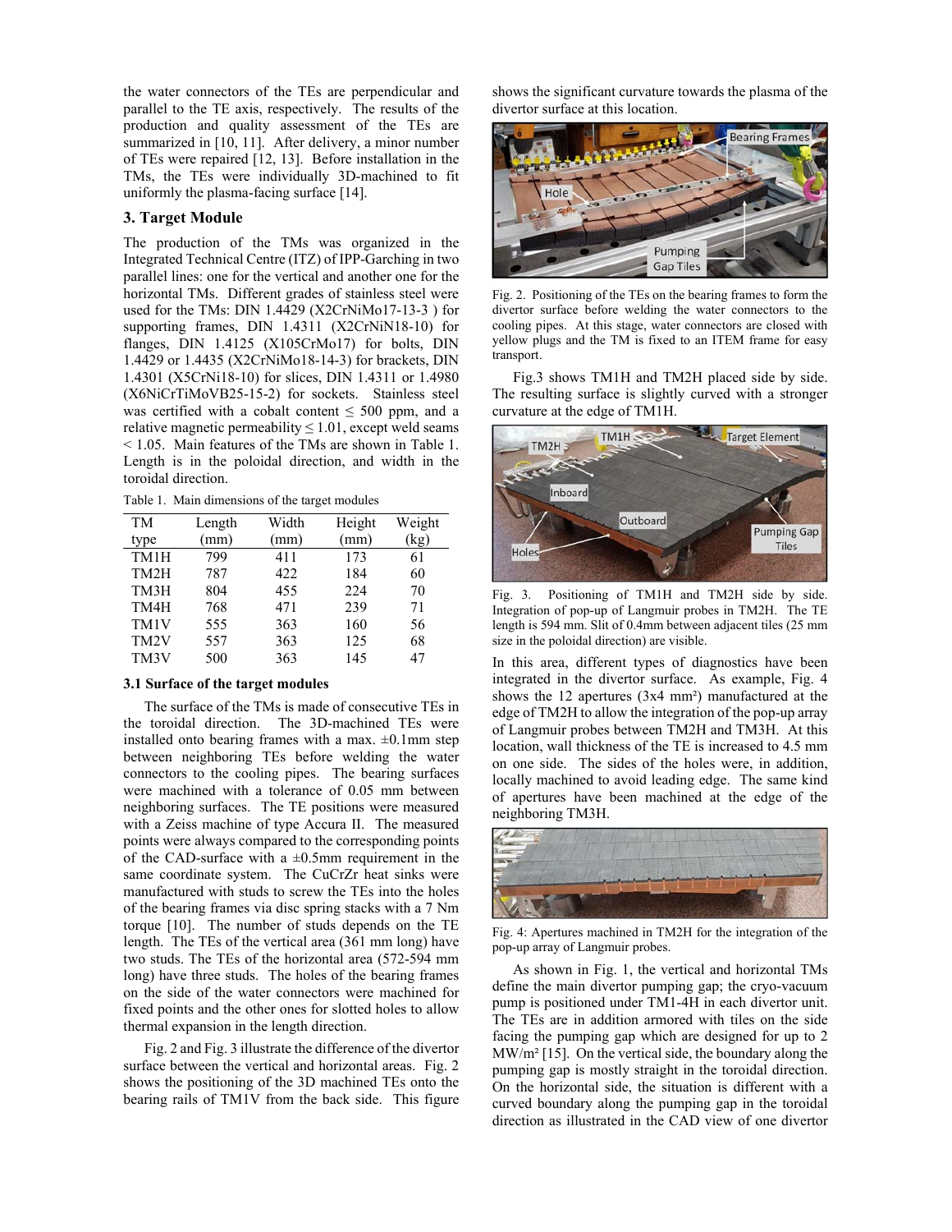the water connectors of the TEs are perpendicular and parallel to the TE axis, respectively. The results of the production and quality assessment of the TEs are summarized in [10, 11]. After delivery, a minor number of TEs were repaired [12, 13]. Before installation in the TMs, the TEs were individually 3D-machined to fit uniformly the plasma-facing surface [14].

## 3. Target Module

The production of the TMs was organized in the Integrated Technical Centre (ITZ) of IPP-Garching in two parallel lines: one for the vertical and another one for the horizontal TMs. Different grades of stainless steel were used for the TMs: DIN 1.4429 (X2CrNiMo17-13-3 ) for supporting frames, DIN 1.4311 (X2CrNiN18-10) for flanges, DIN 1.4125 (X105CrMo17) for bolts, DIN 1.4429 or 1.4435 (X2CrNiMo18-14-3) for brackets, DIN 1.4301 (X5CrNi18-10) for slices, DIN 1.4311 or 1.4980 (X6NiCrTiMoVB25-15-2) for sockets. Stainless steel was certified with a cobalt content ≤ 500 ppm, and a relative magnetic permeability ≤ 1.01, except weld seams < 1.05. Main features of the TMs are shown in Table 1. Length is in the poloidal direction, and width in the toroidal direction.

Table 1. Main dimensions of the target modules

| TM type | Length (mm) | Width (mm) | Height (mm) | Weight (kg) |
|---|---|---|---|---|
| TM1H | 799 | 411 | 173 | 61 |
| TM2H | 787 | 422 | 184 | 60 |
| TM3H | 804 | 455 | 224 | 70 |
| TM4H | 768 | 471 | 239 | 71 |
| TM1V | 555 | 363 | 160 | 56 |
| TM2V | 557 | 363 | 125 | 68 |
| TM3V | 500 | 363 | 145 | 47 |

### 3.1 Surface of the target modules

The surface of the TMs is made of consecutive TEs in the toroidal direction. The 3D-machined TEs were installed onto bearing frames with a max. ±0.1mm step between neighboring TEs before welding the water connectors to the cooling pipes. The bearing surfaces were machined with a tolerance of 0.05 mm between neighboring surfaces. The TE positions were measured with a Zeiss machine of type Accura II. The measured points were always compared to the corresponding points of the CAD-surface with a ±0.5mm requirement in the same coordinate system. The CuCrZr heat sinks were manufactured with studs to screw the TEs into the holes of the bearing frames via disc spring stacks with a 7 Nm torque [10]. The number of studs depends on the TE length. The TEs of the vertical area (361 mm long) have two studs. The TEs of the horizontal area (572-594 mm long) have three studs. The holes of the bearing frames on the side of the water connectors were machined for fixed points and the other ones for slotted holes to allow thermal expansion in the length direction.

Fig. 2 and Fig. 3 illustrate the difference of the divertor surface between the vertical and horizontal areas. Fig. 2 shows the positioning of the 3D machined TEs onto the bearing rails of TM1V from the back side. This figure shows the significant curvature towards the plasma of the divertor surface at this location.

Fig. 2. Positioning of the TEs on the bearing frames to form the divertor surface before welding the water connectors to the cooling pipes. At this stage, water connectors are closed with yellow plugs and the TM is fixed to an ITEM frame for easy transport.

Fig.3 shows TM1H and TM2H placed side by side. The resulting surface is slightly curved with a stronger curvature at the edge of TM1H.

Fig. 3. Positioning of TM1H and TM2H side by side. Integration of pop-up of Langmuir probes in TM2H. The TE length is 594 mm. Slit of 0.4mm between adjacent tiles (25 mm size in the poloidal direction) are visible.

In this area, different types of diagnostics have been integrated in the divertor surface. As example, Fig. 4 shows the 12 apertures (3x4 mm²) manufactured at the edge of TM2H to allow the integration of the pop-up array of Langmuir probes between TM2H and TM3H. At this location, wall thickness of the TE is increased to 4.5 mm on one side. The sides of the holes were, in addition, locally machined to avoid leading edge. The same kind of apertures have been machined at the edge of the neighboring TM3H.

Fig. 4: Apertures machined in TM2H for the integration of the pop-up array of Langmuir probes.

As shown in Fig. 1, the vertical and horizontal TMs define the main divertor pumping gap; the cryo-vacuum pump is positioned under TM1-4H in each divertor unit. The TEs are in addition armored with tiles on the side facing the pumping gap which are designed for up to 2 MW/m² [15]. On the vertical side, the boundary along the pumping gap is mostly straight in the toroidal direction. On the horizontal side, the situation is different with a curved boundary along the pumping gap in the toroidal direction as illustrated in the CAD view of one divertor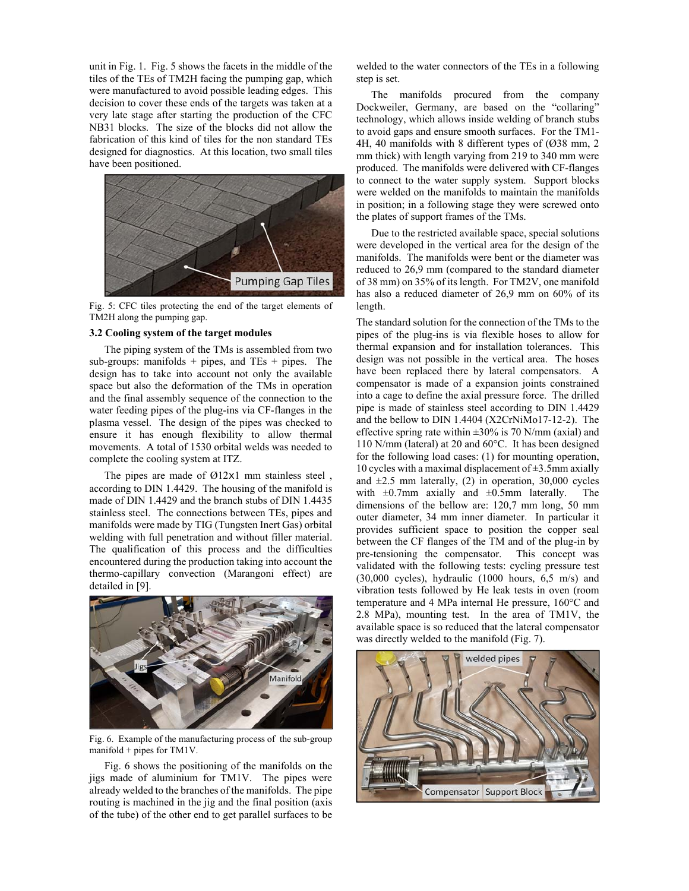unit in Fig. 1. Fig. 5 shows the facets in the middle of the tiles of the TEs of TM2H facing the pumping gap, which were manufactured to avoid possible leading edges. This decision to cover these ends of the targets was taken at a very late stage after starting the production of the CFC NB31 blocks. The size of the blocks did not allow the fabrication of this kind of tiles for the non standard TEs designed for diagnostics. At this location, two small tiles have been positioned.

Fig. 5: CFC tiles protecting the end of the target elements of TM2H along the pumping gap.

### 3.2 Cooling system of the target modules

The piping system of the TMs is assembled from two sub-groups: manifolds + pipes, and TEs + pipes. The design has to take into account not only the available space but also the deformation of the TMs in operation and the final assembly sequence of the connection to the water feeding pipes of the plug-ins via CF-flanges in the plasma vessel. The design of the pipes was checked to ensure it has enough flexibility to allow thermal movements. A total of 1530 orbital welds was needed to complete the cooling system at ITZ.

The pipes are made of Ø12x1 mm stainless steel , according to DIN 1.4429. The housing of the manifold is made of DIN 1.4429 and the branch stubs of DIN 1.4435 stainless steel. The connections between TEs, pipes and manifolds were made by TIG (Tungsten Inert Gas) orbital welding with full penetration and without filler material. The qualification of this process and the difficulties encountered during the production taking into account the thermo-capillary convection (Marangoni effect) are detailed in [9].

Fig. 6. Example of the manufacturing process of the sub-group manifold + pipes for TM1V.

Fig. 6 shows the positioning of the manifolds on the jigs made of aluminium for TM1V. The pipes were already welded to the branches of the manifolds. The pipe routing is machined in the jig and the final position (axis of the tube) of the other end to get parallel surfaces to be welded to the water connectors of the TEs in a following step is set.

The manifolds procured from the company Dockweiler, Germany, are based on the "collaring" technology, which allows inside welding of branch stubs to avoid gaps and ensure smooth surfaces. For the TM1-4H, 40 manifolds with 8 different types of (Ø38 mm, 2 mm thick) with length varying from 219 to 340 mm were produced. The manifolds were delivered with CF-flanges to connect to the water supply system. Support blocks were welded on the manifolds to maintain the manifolds in position; in a following stage they were screwed onto the plates of support frames of the TMs.

Due to the restricted available space, special solutions were developed in the vertical area for the design of the manifolds. The manifolds were bent or the diameter was reduced to 26,9 mm (compared to the standard diameter of 38 mm) on 35% of its length. For TM2V, one manifold has also a reduced diameter of 26,9 mm on 60% of its length.

The standard solution for the connection of the TMs to the pipes of the plug-ins is via flexible hoses to allow for thermal expansion and for installation tolerances. This design was not possible in the vertical area. The hoses have been replaced there by lateral compensators. A compensator is made of a expansion joints constrained into a cage to define the axial pressure force. The drilled pipe is made of stainless steel according to DIN 1.4429 and the bellow to DIN 1.4404 (X2CrNiMo17-12-2). The effective spring rate within ±30% is 70 N/mm (axial) and 110 N/mm (lateral) at 20 and 60°C. It has been designed for the following load cases: (1) for mounting operation, 10 cycles with a maximal displacement of ±3.5mm axially and ±2.5 mm laterally, (2) in operation, 30,000 cycles with ±0.7mm axially and ±0.5mm laterally. The dimensions of the bellow are: 120,7 mm long, 50 mm outer diameter, 34 mm inner diameter. In particular it provides sufficient space to position the copper seal between the CF flanges of the TM and of the plug-in by pre-tensioning the compensator. This concept was validated with the following tests: cycling pressure test (30,000 cycles), hydraulic (1000 hours, 6,5 m/s) and vibration tests followed by He leak tests in oven (room temperature and 4 MPa internal He pressure, 160°C and 2.8 MPa), mounting test. In the area of TM1V, the available space is so reduced that the lateral compensator was directly welded to the manifold (Fig. 7).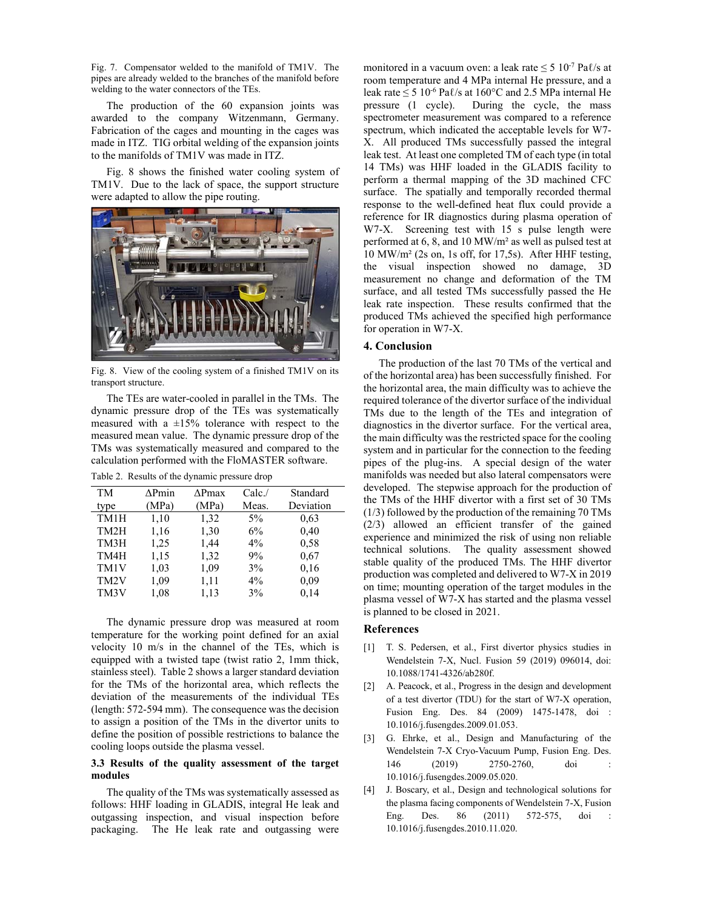Fig. 7. Compensator welded to the manifold of TM1V. The pipes are already welded to the branches of the manifold before welding to the water connectors of the TEs.

The production of the 60 expansion joints was awarded to the company Witzenmann, Germany. Fabrication of the cages and mounting in the cages was made in ITZ. TIG orbital welding of the expansion joints to the manifolds of TM1V was made in ITZ.

Fig. 8 shows the finished water cooling system of TM1V. Due to the lack of space, the support structure were adapted to allow the pipe routing.

Fig. 8. View of the cooling system of a finished TM1V on its transport structure.

The TEs are water-cooled in parallel in the TMs. The dynamic pressure drop of the TEs was systematically measured with a ±15% tolerance with respect to the measured mean value. The dynamic pressure drop of the TMs was systematically measured and compared to the calculation performed with the FloMASTER software.

Table 2. Results of the dynamic pressure drop

| TM type | ΔPmin (MPa) | ΔPmax (MPa) | Calc./ Meas. | Standard Deviation |
|---|---|---|---|---|
| TM1H | 1,10 | 1,32 | 5% | 0,63 |
| TM2H | 1,16 | 1,30 | 6% | 0,40 |
| TM3H | 1,25 | 1,44 | 4% | 0,58 |
| TM4H | 1,15 | 1,32 | 9% | 0,67 |
| TM1V | 1,03 | 1,09 | 3% | 0,16 |
| TM2V | 1,09 | 1,11 | 4% | 0,09 |
| TM3V | 1,08 | 1,13 | 3% | 0,14 |

The dynamic pressure drop was measured at room temperature for the working point defined for an axial velocity 10 m/s in the channel of the TEs, which is equipped with a twisted tape (twist ratio 2, 1mm thick, stainless steel). Table 2 shows a larger standard deviation for the TMs of the horizontal area, which reflects the deviation of the measurements of the individual TEs (length: 572-594 mm). The consequence was the decision to assign a position of the TMs in the divertor units to define the position of possible restrictions to balance the cooling loops outside the plasma vessel.

### 3.3 Results of the quality assessment of the target modules

The quality of the TMs was systematically assessed as follows: HHF loading in GLADIS, integral He leak and outgassing inspection, and visual inspection before packaging. The He leak rate and outgassing were monitored in a vacuum oven: a leak rate ≤ 5 $10^{-7}$ Paℓ/s at room temperature and 4 MPa internal He pressure, and a leak rate ≤ 5 $10^{-6}$ Paℓ/s at 160°C and 2.5 MPa internal He pressure (1 cycle). During the cycle, the mass spectrometer measurement was compared to a reference spectrum, which indicated the acceptable levels for W7-X. All produced TMs successfully passed the integral leak test. At least one completed TM of each type (in total 14 TMs) was HHF loaded in the GLADIS facility to perform a thermal mapping of the 3D machined CFC surface. The spatially and temporally recorded thermal response to the well-defined heat flux could provide a reference for IR diagnostics during plasma operation of W7-X. Screening test with 15 s pulse length were performed at 6, 8, and 10 MW/m² as well as pulsed test at 10 MW/m² (2s on, 1s off, for 17,5s). After HHF testing, the visual inspection showed no damage, 3D measurement no change and deformation of the TM surface, and all tested TMs successfully passed the He leak rate inspection. These results confirmed that the produced TMs achieved the specified high performance for operation in W7-X.

## 4. Conclusion

The production of the last 70 TMs of the vertical and of the horizontal area) has been successfully finished. For the horizontal area, the main difficulty was to achieve the required tolerance of the divertor surface of the individual TMs due to the length of the TEs and integration of diagnostics in the divertor surface. For the vertical area, the main difficulty was the restricted space for the cooling system and in particular for the connection to the feeding pipes of the plug-ins. A special design of the water manifolds was needed but also lateral compensators were developed. The stepwise approach for the production of the TMs of the HHF divertor with a first set of 30 TMs (1/3) followed by the production of the remaining 70 TMs (2/3) allowed an efficient transfer of the gained experience and minimized the risk of using non reliable technical solutions. The quality assessment showed stable quality of the produced TMs. The HHF divertor production was completed and delivered to W7-X in 2019 on time; mounting operation of the target modules in the plasma vessel of W7-X has started and the plasma vessel is planned to be closed in 2021.

## References

[1] T. S. Pedersen, et al., First divertor physics studies in Wendelstein 7-X, Nucl. Fusion 59 (2019) 096014, doi: 10.1088/1741-4326/ab280f.

[2] A. Peacock, et al., Progress in the design and development of a test divertor (TDU) for the start of W7-X operation, Fusion Eng. Des. 84 (2009) 1475-1478, doi : 10.1016/j.fusengdes.2009.01.053.

[3] G. Ehrke, et al., Design and Manufacturing of the Wendelstein 7-X Cryo-Vacuum Pump, Fusion Eng. Des. 146 (2019) 2750-2760, doi : 10.1016/j.fusengdes.2009.05.020.

[4] J. Boscary, et al., Design and technological solutions for the plasma facing components of Wendelstein 7-X, Fusion Eng. Des. 86 (2011) 572-575, doi : 10.1016/j.fusengdes.2010.11.020.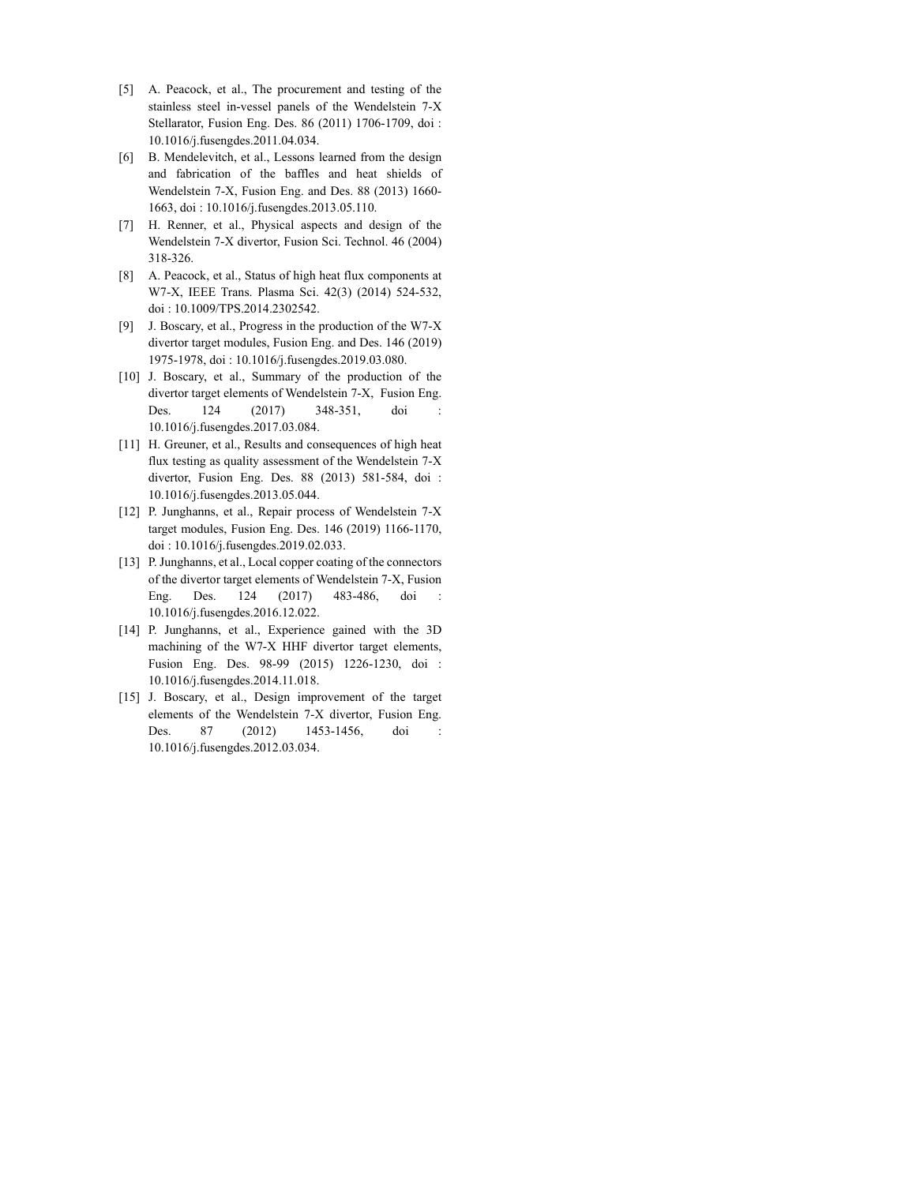[5] A. Peacock, et al., The procurement and testing of the stainless steel in-vessel panels of the Wendelstein 7-X Stellarator, Fusion Eng. Des. 86 (2011) 1706-1709, doi : 10.1016/j.fusengdes.2011.04.034.

[6] B. Mendelevitch, et al., Lessons learned from the design and fabrication of the baffles and heat shields of Wendelstein 7-X, Fusion Eng. and Des. 88 (2013) 1660-1663, doi : 10.1016/j.fusengdes.2013.05.110.

[7] H. Renner, et al., Physical aspects and design of the Wendelstein 7-X divertor, Fusion Sci. Technol. 46 (2004) 318-326.

[8] A. Peacock, et al., Status of high heat flux components at W7-X, IEEE Trans. Plasma Sci. 42(3) (2014) 524-532, doi : 10.1009/TPS.2014.2302542.

[9] J. Boscary, et al., Progress in the production of the W7-X divertor target modules, Fusion Eng. and Des. 146 (2019) 1975-1978, doi : 10.1016/j.fusengdes.2019.03.080.

[10] J. Boscary, et al., Summary of the production of the divertor target elements of Wendelstein 7-X, Fusion Eng. Des. 124 (2017) 348-351, doi : 10.1016/j.fusengdes.2017.03.084.

[11] H. Greuner, et al., Results and consequences of high heat flux testing as quality assessment of the Wendelstein 7-X divertor, Fusion Eng. Des. 88 (2013) 581-584, doi : 10.1016/j.fusengdes.2013.05.044.

[12] P. Junghanns, et al., Repair process of Wendelstein 7-X target modules, Fusion Eng. Des. 146 (2019) 1166-1170, doi : 10.1016/j.fusengdes.2019.02.033.

[13] P. Junghanns, et al., Local copper coating of the connectors of the divertor target elements of Wendelstein 7-X, Fusion Eng. Des. 124 (2017) 483-486, doi : 10.1016/j.fusengdes.2016.12.022.

[14] P. Junghanns, et al., Experience gained with the 3D machining of the W7-X HHF divertor target elements, Fusion Eng. Des. 98-99 (2015) 1226-1230, doi : 10.1016/j.fusengdes.2014.11.018.

[15] J. Boscary, et al., Design improvement of the target elements of the Wendelstein 7-X divertor, Fusion Eng. Des. 87 (2012) 1453-1456, doi : 10.1016/j.fusengdes.2012.03.034.